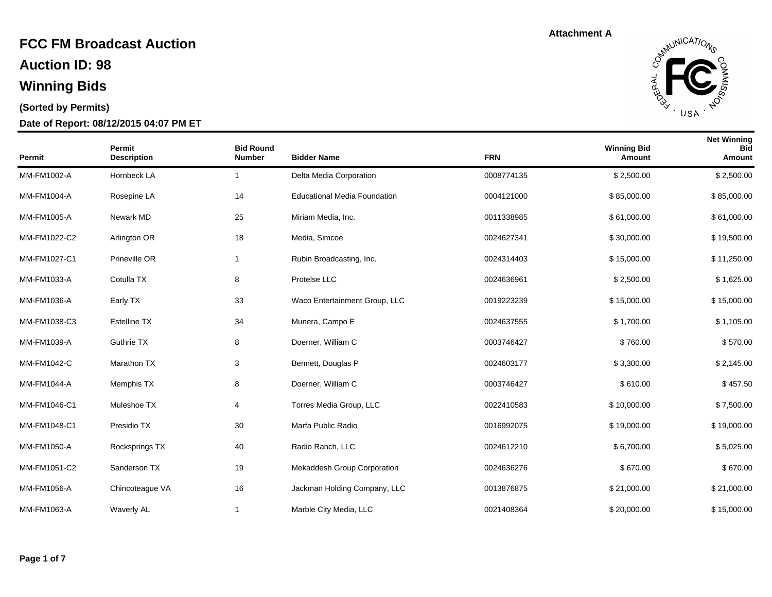Attachment A

# FCC FM Broadcast Auction

## Auction ID: 98

## Winning Bids

**(Sorted by Permits)**

**Date of Report: 08/12/2015 04:07 PM ET**

| Permit | Permit Description | Bid Round Number | Bidder Name | FRN | Winning Bid Amount | Net Winning Bid Amount |
|---|---|---|---|---|---|---|
| MM-FM1002-A | Hornbeck LA | 1 | Delta Media Corporation | 0008774135 | $ 2,500.00 | $ 2,500.00 |
| MM-FM1004-A | Rosepine LA | 14 | Educational Media Foundation | 0004121000 | $ 85,000.00 | $ 85,000.00 |
| MM-FM1005-A | Newark MD | 25 | Miriam Media, Inc. | 0011338985 | $ 61,000.00 | $ 61,000.00 |
| MM-FM1022-C2 | Arlington OR | 18 | Media, Simcoe | 0024627341 | $ 30,000.00 | $ 19,500.00 |
| MM-FM1027-C1 | Prineville OR | 1 | Rubin Broadcasting, Inc. | 0024314403 | $ 15,000.00 | $ 11,250.00 |
| MM-FM1033-A | Cotulla TX | 8 | Protelse LLC | 0024636961 | $ 2,500.00 | $ 1,625.00 |
| MM-FM1036-A | Early TX | 33 | Waco Entertainment Group, LLC | 0019223239 | $ 15,000.00 | $ 15,000.00 |
| MM-FM1038-C3 | Estelline TX | 34 | Munera, Campo E | 0024637555 | $ 1,700.00 | $ 1,105.00 |
| MM-FM1039-A | Guthrie TX | 8 | Doerner, William C | 0003746427 | $ 760.00 | $ 570.00 |
| MM-FM1042-C | Marathon TX | 3 | Bennett, Douglas P | 0024603177 | $ 3,300.00 | $ 2,145.00 |
| MM-FM1044-A | Memphis TX | 8 | Doerner, William C | 0003746427 | $ 610.00 | $ 457.50 |
| MM-FM1046-C1 | Muleshoe TX | 4 | Torres Media Group, LLC | 0022410583 | $ 10,000.00 | $ 7,500.00 |
| MM-FM1048-C1 | Presidio TX | 30 | Marfa Public Radio | 0016992075 | $ 19,000.00 | $ 19,000.00 |
| MM-FM1050-A | Rocksprings TX | 40 | Radio Ranch, LLC | 0024612210 | $ 6,700.00 | $ 5,025.00 |
| MM-FM1051-C2 | Sanderson TX | 19 | Mekaddesh Group Corporation | 0024636276 | $ 670.00 | $ 670.00 |
| MM-FM1056-A | Chincoteague VA | 16 | Jackman Holding Company, LLC | 0013876875 | $ 21,000.00 | $ 21,000.00 |
| MM-FM1063-A | Waverly AL | 1 | Marble City Media, LLC | 0021408364 | $ 20,000.00 | $ 15,000.00 |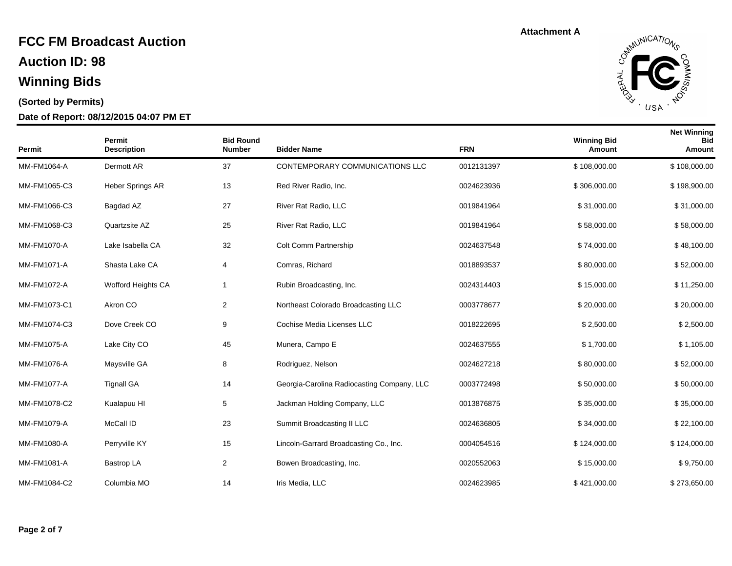Attachment A

# FCC FM Broadcast Auction

## Auction ID: 98

## Winning Bids

**(Sorted by Permits)**

**Date of Report: 08/12/2015 04:07 PM ET**

| Permit | Permit Description | Bid Round Number | Bidder Name | FRN | Winning Bid Amount | Net Winning Bid Amount |
|---|---|---|---|---|---|---|
| MM-FM1064-A | Dermott AR | 37 | CONTEMPORARY COMMUNICATIONS LLC | 0012131397 | $ 108,000.00 | $ 108,000.00 |
| MM-FM1065-C3 | Heber Springs AR | 13 | Red River Radio, Inc. | 0024623936 | $ 306,000.00 | $ 198,900.00 |
| MM-FM1066-C3 | Bagdad AZ | 27 | River Rat Radio, LLC | 0019841964 | $ 31,000.00 | $ 31,000.00 |
| MM-FM1068-C3 | Quartzsite AZ | 25 | River Rat Radio, LLC | 0019841964 | $ 58,000.00 | $ 58,000.00 |
| MM-FM1070-A | Lake Isabella CA | 32 | Colt Comm Partnership | 0024637548 | $ 74,000.00 | $ 48,100.00 |
| MM-FM1071-A | Shasta Lake CA | 4 | Comras, Richard | 0018893537 | $ 80,000.00 | $ 52,000.00 |
| MM-FM1072-A | Wofford Heights CA | 1 | Rubin Broadcasting, Inc. | 0024314403 | $ 15,000.00 | $ 11,250.00 |
| MM-FM1073-C1 | Akron CO | 2 | Northeast Colorado Broadcasting LLC | 0003778677 | $ 20,000.00 | $ 20,000.00 |
| MM-FM1074-C3 | Dove Creek CO | 9 | Cochise Media Licenses LLC | 0018222695 | $ 2,500.00 | $ 2,500.00 |
| MM-FM1075-A | Lake City CO | 45 | Munera, Campo E | 0024637555 | $ 1,700.00 | $ 1,105.00 |
| MM-FM1076-A | Maysville GA | 8 | Rodriguez, Nelson | 0024627218 | $ 80,000.00 | $ 52,000.00 |
| MM-FM1077-A | Tignall GA | 14 | Georgia-Carolina Radiocasting Company, LLC | 0003772498 | $ 50,000.00 | $ 50,000.00 |
| MM-FM1078-C2 | Kualapuu HI | 5 | Jackman Holding Company, LLC | 0013876875 | $ 35,000.00 | $ 35,000.00 |
| MM-FM1079-A | McCall ID | 23 | Summit Broadcasting II LLC | 0024636805 | $ 34,000.00 | $ 22,100.00 |
| MM-FM1080-A | Perryville KY | 15 | Lincoln-Garrard Broadcasting Co., Inc. | 0004054516 | $ 124,000.00 | $ 124,000.00 |
| MM-FM1081-A | Bastrop LA | 2 | Bowen Broadcasting, Inc. | 0020552063 | $ 15,000.00 | $ 9,750.00 |
| MM-FM1084-C2 | Columbia MO | 14 | Iris Media, LLC | 0024623985 | $ 421,000.00 | $ 273,650.00 |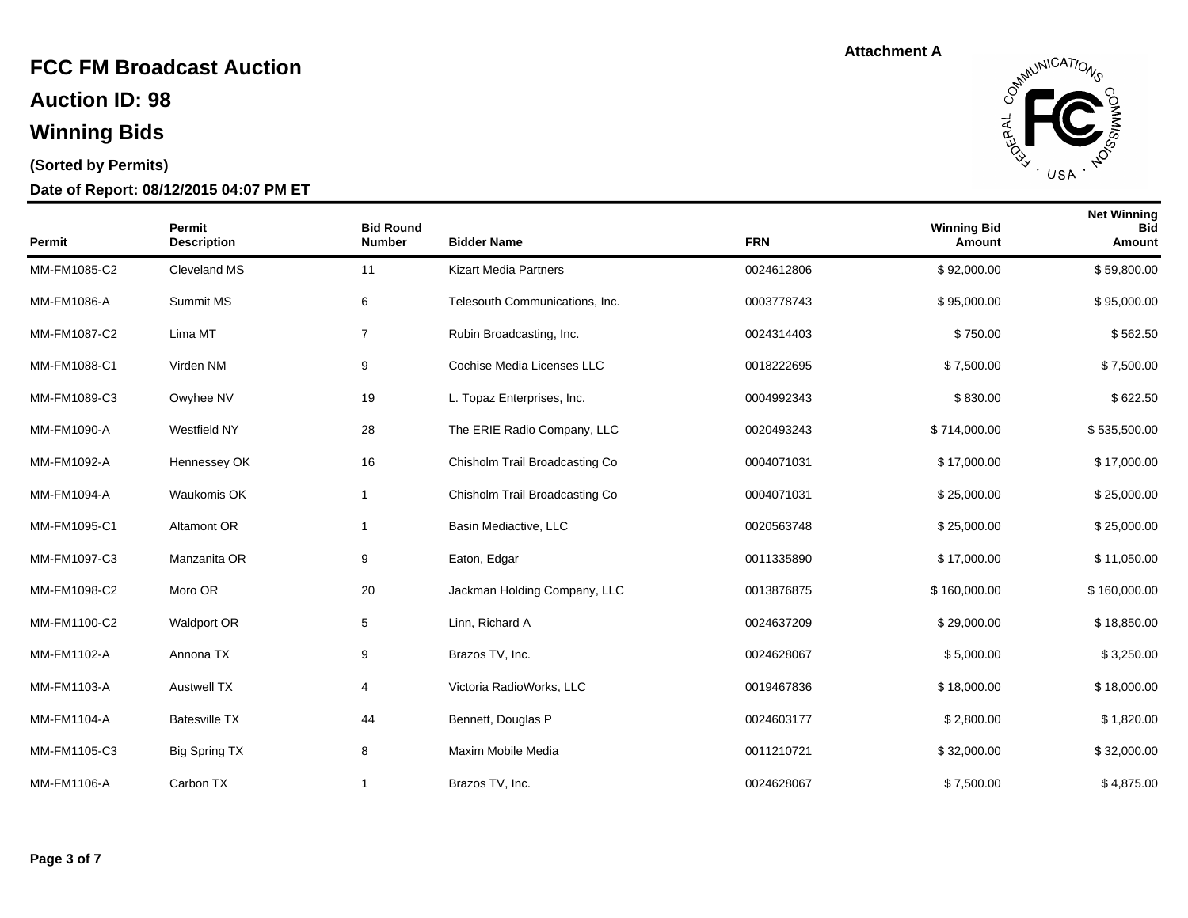Attachment A

# FCC FM Broadcast Auction

## Auction ID: 98

## Winning Bids

**(Sorted by Permits)**

**Date of Report: 08/12/2015 04:07 PM ET**

| Permit | Permit Description | Bid Round Number | Bidder Name | FRN | Winning Bid Amount | Net Winning Bid Amount |
|---|---|---|---|---|---|---|
| MM-FM1085-C2 | Cleveland MS | 11 | Kizart Media Partners | 0024612806 | $ 92,000.00 | $ 59,800.00 |
| MM-FM1086-A | Summit MS | 6 | Telesouth Communications, Inc. | 0003778743 | $ 95,000.00 | $ 95,000.00 |
| MM-FM1087-C2 | Lima MT | 7 | Rubin Broadcasting, Inc. | 0024314403 | $ 750.00 | $ 562.50 |
| MM-FM1088-C1 | Virden NM | 9 | Cochise Media Licenses LLC | 0018222695 | $ 7,500.00 | $ 7,500.00 |
| MM-FM1089-C3 | Owyhee NV | 19 | L. Topaz Enterprises, Inc. | 0004992343 | $ 830.00 | $ 622.50 |
| MM-FM1090-A | Westfield NY | 28 | The ERIE Radio Company, LLC | 0020493243 | $ 714,000.00 | $ 535,500.00 |
| MM-FM1092-A | Hennessey OK | 16 | Chisholm Trail Broadcasting Co | 0004071031 | $ 17,000.00 | $ 17,000.00 |
| MM-FM1094-A | Waukomis OK | 1 | Chisholm Trail Broadcasting Co | 0004071031 | $ 25,000.00 | $ 25,000.00 |
| MM-FM1095-C1 | Altamont OR | 1 | Basin Mediactive, LLC | 0020563748 | $ 25,000.00 | $ 25,000.00 |
| MM-FM1097-C3 | Manzanita OR | 9 | Eaton, Edgar | 0011335890 | $ 17,000.00 | $ 11,050.00 |
| MM-FM1098-C2 | Moro OR | 20 | Jackman Holding Company, LLC | 0013876875 | $ 160,000.00 | $ 160,000.00 |
| MM-FM1100-C2 | Waldport OR | 5 | Linn, Richard A | 0024637209 | $ 29,000.00 | $ 18,850.00 |
| MM-FM1102-A | Annona TX | 9 | Brazos TV, Inc. | 0024628067 | $ 5,000.00 | $ 3,250.00 |
| MM-FM1103-A | Austwell TX | 4 | Victoria RadioWorks, LLC | 0019467836 | $ 18,000.00 | $ 18,000.00 |
| MM-FM1104-A | Batesville TX | 44 | Bennett, Douglas P | 0024603177 | $ 2,800.00 | $ 1,820.00 |
| MM-FM1105-C3 | Big Spring TX | 8 | Maxim Mobile Media | 0011210721 | $ 32,000.00 | $ 32,000.00 |
| MM-FM1106-A | Carbon TX | 1 | Brazos TV, Inc. | 0024628067 | $ 7,500.00 | $ 4,875.00 |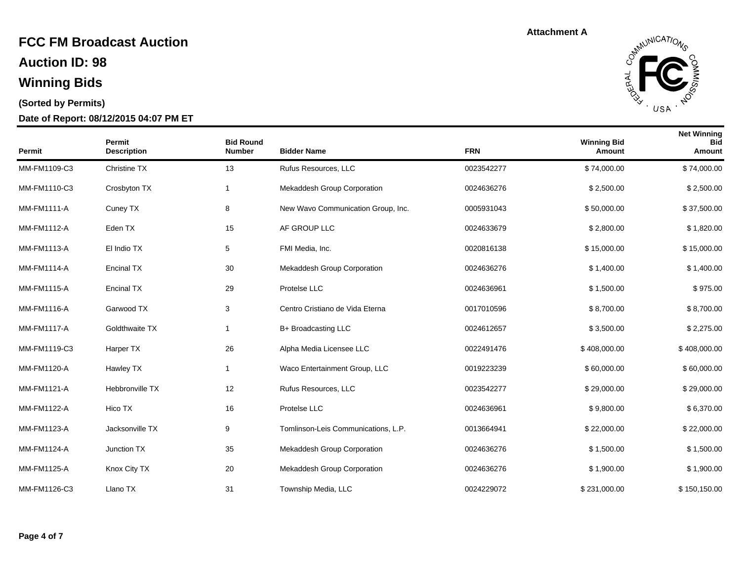Attachment A

# FCC FM Broadcast Auction

## Auction ID: 98

## Winning Bids

**(Sorted by Permits)**

**Date of Report: 08/12/2015 04:07 PM ET**

| Permit | Permit Description | Bid Round Number | Bidder Name | FRN | Winning Bid Amount | Net Winning Bid Amount |
|---|---|---|---|---|---|---|
| MM-FM1109-C3 | Christine TX | 13 | Rufus Resources, LLC | 0023542277 | $ 74,000.00 | $ 74,000.00 |
| MM-FM1110-C3 | Crosbyton TX | 1 | Mekaddesh Group Corporation | 0024636276 | $ 2,500.00 | $ 2,500.00 |
| MM-FM1111-A | Cuney TX | 8 | New Wavo Communication Group, Inc. | 0005931043 | $ 50,000.00 | $ 37,500.00 |
| MM-FM1112-A | Eden TX | 15 | AF GROUP LLC | 0024633679 | $ 2,800.00 | $ 1,820.00 |
| MM-FM1113-A | El Indio TX | 5 | FMI Media, Inc. | 0020816138 | $ 15,000.00 | $ 15,000.00 |
| MM-FM1114-A | Encinal TX | 30 | Mekaddesh Group Corporation | 0024636276 | $ 1,400.00 | $ 1,400.00 |
| MM-FM1115-A | Encinal TX | 29 | Protelse LLC | 0024636961 | $ 1,500.00 | $ 975.00 |
| MM-FM1116-A | Garwood TX | 3 | Centro Cristiano de Vida Eterna | 0017010596 | $ 8,700.00 | $ 8,700.00 |
| MM-FM1117-A | Goldthwaite TX | 1 | B+ Broadcasting LLC | 0024612657 | $ 3,500.00 | $ 2,275.00 |
| MM-FM1119-C3 | Harper TX | 26 | Alpha Media Licensee LLC | 0022491476 | $ 408,000.00 | $ 408,000.00 |
| MM-FM1120-A | Hawley TX | 1 | Waco Entertainment Group, LLC | 0019223239 | $ 60,000.00 | $ 60,000.00 |
| MM-FM1121-A | Hebbronville TX | 12 | Rufus Resources, LLC | 0023542277 | $ 29,000.00 | $ 29,000.00 |
| MM-FM1122-A | Hico TX | 16 | Protelse LLC | 0024636961 | $ 9,800.00 | $ 6,370.00 |
| MM-FM1123-A | Jacksonville TX | 9 | Tomlinson-Leis Communications, L.P. | 0013664941 | $ 22,000.00 | $ 22,000.00 |
| MM-FM1124-A | Junction TX | 35 | Mekaddesh Group Corporation | 0024636276 | $ 1,500.00 | $ 1,500.00 |
| MM-FM1125-A | Knox City TX | 20 | Mekaddesh Group Corporation | 0024636276 | $ 1,900.00 | $ 1,900.00 |
| MM-FM1126-C3 | Llano TX | 31 | Township Media, LLC | 0024229072 | $ 231,000.00 | $ 150,150.00 |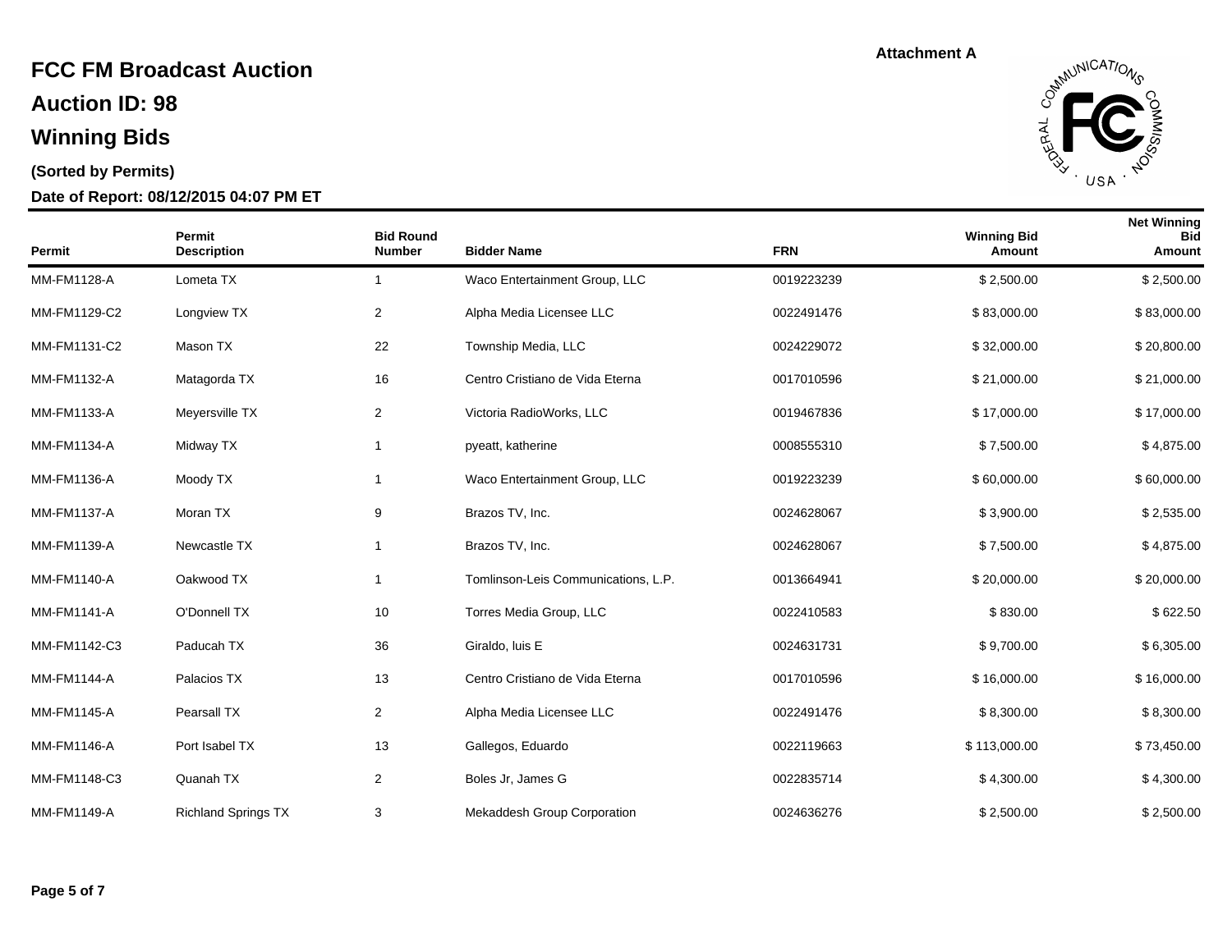Attachment A

# FCC FM Broadcast Auction

## Auction ID: 98

## Winning Bids

**(Sorted by Permits)**

**Date of Report: 08/12/2015 04:07 PM ET**

| Permit | Permit Description | Bid Round Number | Bidder Name | FRN | Winning Bid Amount | Net Winning Bid Amount |
|---|---|---|---|---|---|---|
| MM-FM1128-A | Lometa TX | 1 | Waco Entertainment Group, LLC | 0019223239 | $ 2,500.00 | $ 2,500.00 |
| MM-FM1129-C2 | Longview TX | 2 | Alpha Media Licensee LLC | 0022491476 | $ 83,000.00 | $ 83,000.00 |
| MM-FM1131-C2 | Mason TX | 22 | Township Media, LLC | 0024229072 | $ 32,000.00 | $ 20,800.00 |
| MM-FM1132-A | Matagorda TX | 16 | Centro Cristiano de Vida Eterna | 0017010596 | $ 21,000.00 | $ 21,000.00 |
| MM-FM1133-A | Meyersville TX | 2 | Victoria RadioWorks, LLC | 0019467836 | $ 17,000.00 | $ 17,000.00 |
| MM-FM1134-A | Midway TX | 1 | pyeatt, katherine | 0008555310 | $ 7,500.00 | $ 4,875.00 |
| MM-FM1136-A | Moody TX | 1 | Waco Entertainment Group, LLC | 0019223239 | $ 60,000.00 | $ 60,000.00 |
| MM-FM1137-A | Moran TX | 9 | Brazos TV, Inc. | 0024628067 | $ 3,900.00 | $ 2,535.00 |
| MM-FM1139-A | Newcastle TX | 1 | Brazos TV, Inc. | 0024628067 | $ 7,500.00 | $ 4,875.00 |
| MM-FM1140-A | Oakwood TX | 1 | Tomlinson-Leis Communications, L.P. | 0013664941 | $ 20,000.00 | $ 20,000.00 |
| MM-FM1141-A | O'Donnell TX | 10 | Torres Media Group, LLC | 0022410583 | $ 830.00 | $ 622.50 |
| MM-FM1142-C3 | Paducah TX | 36 | Giraldo, luis E | 0024631731 | $ 9,700.00 | $ 6,305.00 |
| MM-FM1144-A | Palacios TX | 13 | Centro Cristiano de Vida Eterna | 0017010596 | $ 16,000.00 | $ 16,000.00 |
| MM-FM1145-A | Pearsall TX | 2 | Alpha Media Licensee LLC | 0022491476 | $ 8,300.00 | $ 8,300.00 |
| MM-FM1146-A | Port Isabel TX | 13 | Gallegos, Eduardo | 0022119663 | $ 113,000.00 | $ 73,450.00 |
| MM-FM1148-C3 | Quanah TX | 2 | Boles Jr, James G | 0022835714 | $ 4,300.00 | $ 4,300.00 |
| MM-FM1149-A | Richland Springs TX | 3 | Mekaddesh Group Corporation | 0024636276 | $ 2,500.00 | $ 2,500.00 |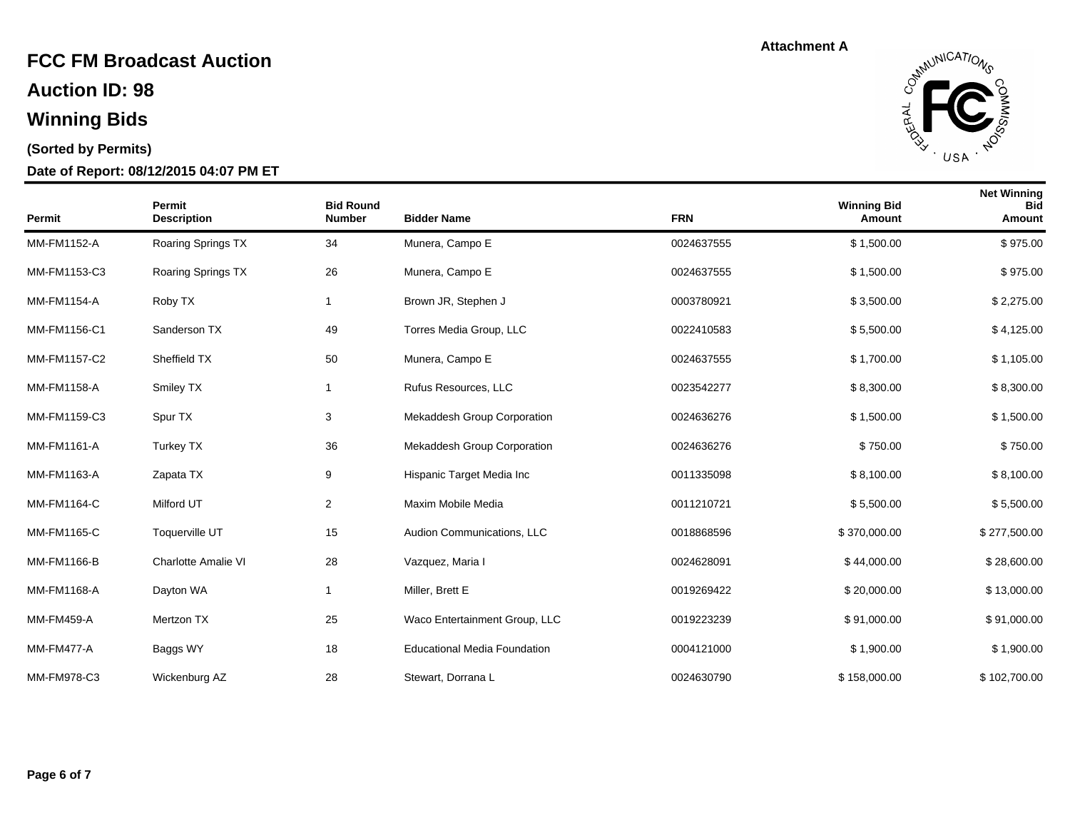Attachment A

# FCC FM Broadcast Auction

## Auction ID: 98

## Winning Bids

**(Sorted by Permits)**

**Date of Report: 08/12/2015 04:07 PM ET**

| Permit | Permit Description | Bid Round Number | Bidder Name | FRN | Winning Bid Amount | Net Winning Bid Amount |
|---|---|---|---|---|---|---|
| MM-FM1152-A | Roaring Springs TX | 34 | Munera, Campo E | 0024637555 | $ 1,500.00 | $ 975.00 |
| MM-FM1153-C3 | Roaring Springs TX | 26 | Munera, Campo E | 0024637555 | $ 1,500.00 | $ 975.00 |
| MM-FM1154-A | Roby TX | 1 | Brown JR, Stephen J | 0003780921 | $ 3,500.00 | $ 2,275.00 |
| MM-FM1156-C1 | Sanderson TX | 49 | Torres Media Group, LLC | 0022410583 | $ 5,500.00 | $ 4,125.00 |
| MM-FM1157-C2 | Sheffield TX | 50 | Munera, Campo E | 0024637555 | $ 1,700.00 | $ 1,105.00 |
| MM-FM1158-A | Smiley TX | 1 | Rufus Resources, LLC | 0023542277 | $ 8,300.00 | $ 8,300.00 |
| MM-FM1159-C3 | Spur TX | 3 | Mekaddesh Group Corporation | 0024636276 | $ 1,500.00 | $ 1,500.00 |
| MM-FM1161-A | Turkey TX | 36 | Mekaddesh Group Corporation | 0024636276 | $ 750.00 | $ 750.00 |
| MM-FM1163-A | Zapata TX | 9 | Hispanic Target Media Inc | 0011335098 | $ 8,100.00 | $ 8,100.00 |
| MM-FM1164-C | Milford UT | 2 | Maxim Mobile Media | 0011210721 | $ 5,500.00 | $ 5,500.00 |
| MM-FM1165-C | Toquerville UT | 15 | Audion Communications, LLC | 0018868596 | $ 370,000.00 | $ 277,500.00 |
| MM-FM1166-B | Charlotte Amalie VI | 28 | Vazquez, Maria I | 0024628091 | $ 44,000.00 | $ 28,600.00 |
| MM-FM1168-A | Dayton WA | 1 | Miller, Brett E | 0019269422 | $ 20,000.00 | $ 13,000.00 |
| MM-FM459-A | Mertzon TX | 25 | Waco Entertainment Group, LLC | 0019223239 | $ 91,000.00 | $ 91,000.00 |
| MM-FM477-A | Baggs WY | 18 | Educational Media Foundation | 0004121000 | $ 1,900.00 | $ 1,900.00 |
| MM-FM978-C3 | Wickenburg AZ | 28 | Stewart, Dorrana L | 0024630790 | $ 158,000.00 | $ 102,700.00 |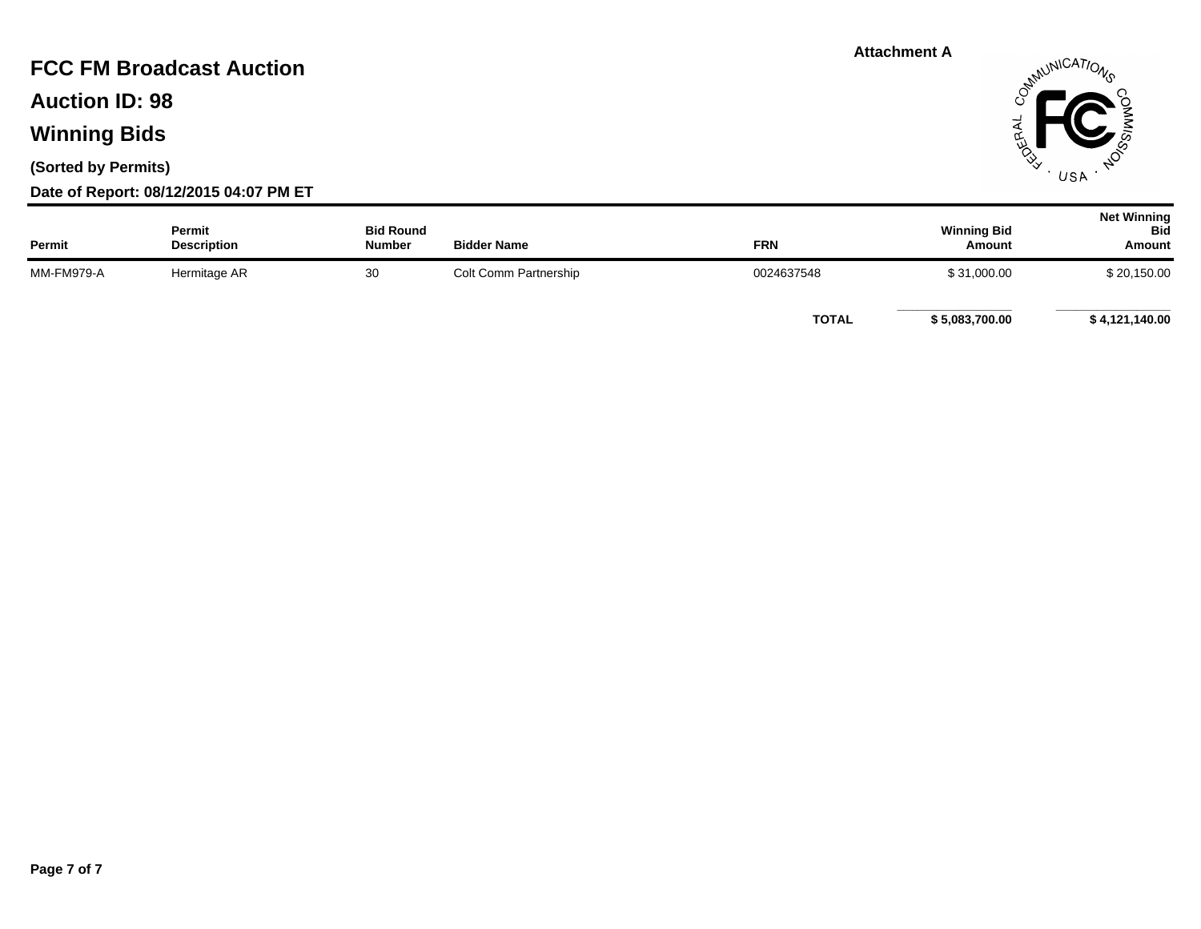Attachment A

# FCC FM Broadcast Auction

## Auction ID: 98

## Winning Bids

**(Sorted by Permits)**

**Date of Report: 08/12/2015 04:07 PM ET**

| Permit | Permit Description | Bid Round Number | Bidder Name | FRN | Winning Bid Amount | Net Winning Bid Amount |
|---|---|---|---|---|---|---|
| MM-FM979-A | Hermitage AR | 30 | Colt Comm Partnership | 0024637548 | $ 31,000.00 | $ 20,150.00 |
| | | | | **TOTAL** | **$ 5,083,700.00** | **$ 4,121,140.00** |